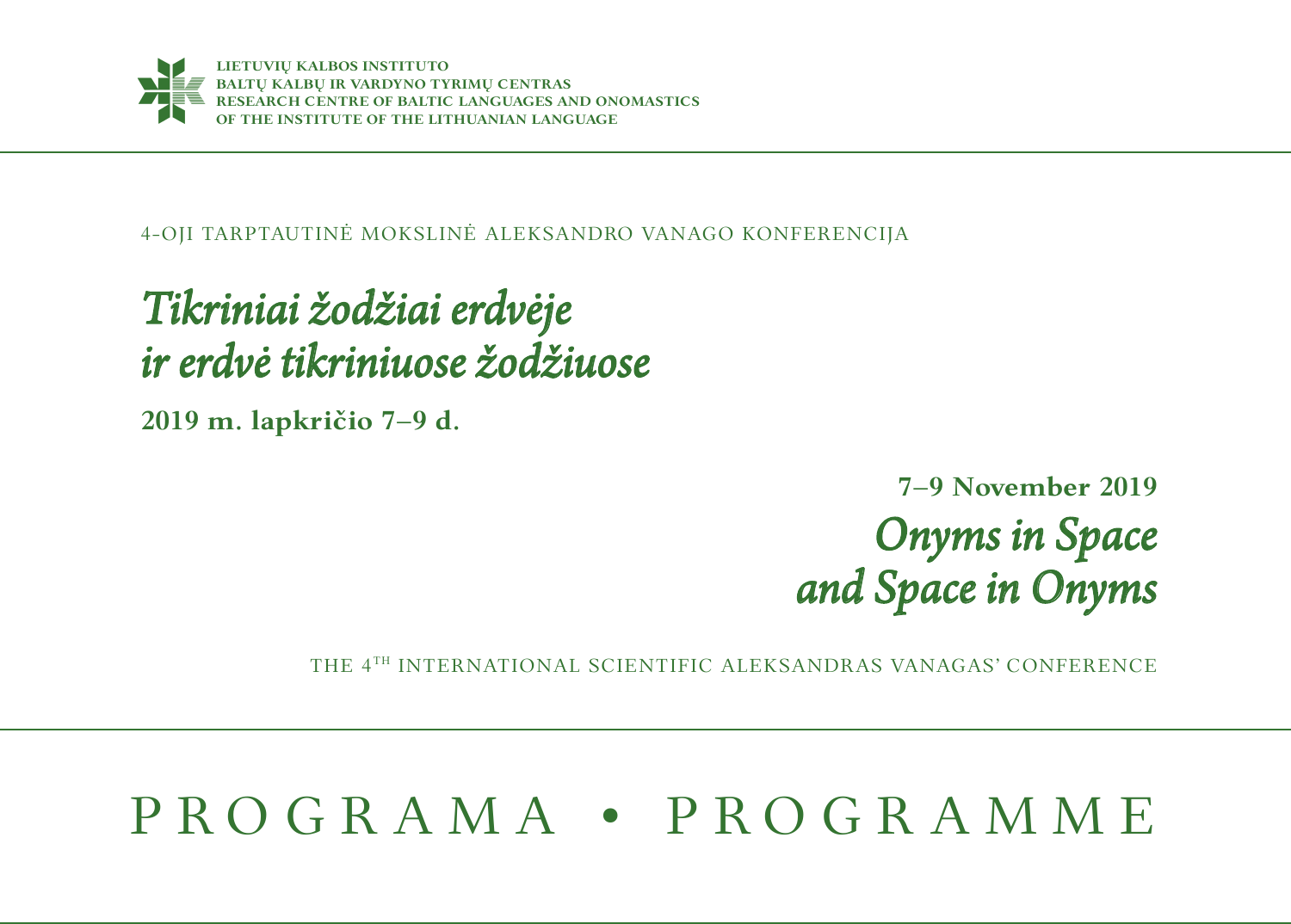**LIETUVIŲ KALBOS INSTITUTO**
**BALTŲ KALBŲ IR VARDYNO TYRIMŲ CENTRAS**
**RESEARCH CENTRE OF BALTIC LANGUAGES AND ONOMASTICS**
**OF THE INSTITUTE OF THE LITHUANIAN LANGUAGE**

4-OJI TARPTAUTINĖ MOKSLINĖ ALEKSANDRO VANAGO KONFERENCIJA

# *Tikriniai žodžiai erdvėje ir erdvė tikriniuose žodžiuose*

**2019 m. lapkričio 7–9 d.**

**7–9 November 2019**

# *Onyms in Space and Space in Onyms*

THE 4TH INTERNATIONAL SCIENTIFIC ALEKSANDRAS VANAGAS' CONFERENCE

# PROGRAMA • PROGRAMME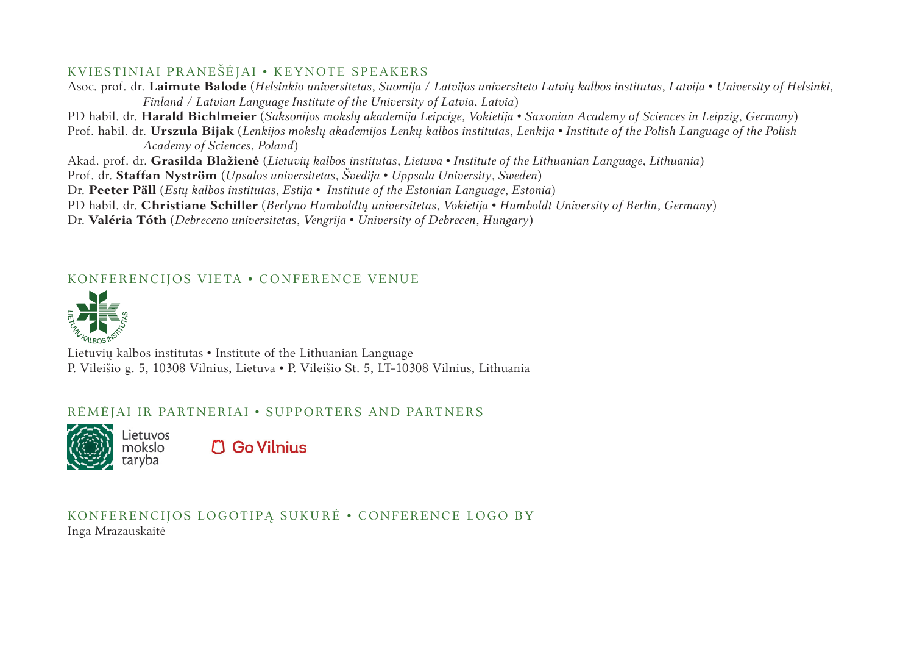## KVIESTINIAI PRANEŠĖJAI • KEYNOTE SPEAKERS

Asoc. prof. dr. **Laimute Balode** (*Helsinkio universitetas, Suomija / Latvijos universiteto Latvių kalbos institutas, Latvija • University of Helsinki, Finland / Latvian Language Institute of the University of Latvia, Latvia*)

PD habil. dr. **Harald Bichlmeier** (*Saksonijos mokslų akademija Leipcige, Vokietija • Saxonian Academy of Sciences in Leipzig, Germany*)

Prof. habil. dr. **Urszula Bijak** (*Lenkijos mokslų akademijos Lenkų kalbos institutas, Lenkija • Institute of the Polish Language of the Polish Academy of Sciences, Poland*)

Akad. prof. dr. **Grasilda Blažienė** (*Lietuvių kalbos institutas, Lietuva • Institute of the Lithuanian Language, Lithuania*)

Prof. dr. **Staffan Nyström** (*Upsalos universitetas, Švedija • Uppsala University, Sweden*)

Dr. **Peeter Päll** (*Estų kalbos institutas, Estija • Institute of the Estonian Language, Estonia*)

PD habil. dr. **Christiane Schiller** (*Berlyno Humboldtų universitetas, Vokietija • Humboldt University of Berlin, Germany*)

Dr. **Valéria Tóth** (*Debreceno universitetas, Vengrija • University of Debrecen, Hungary*)

## KONFERENCIJOS VIETA • CONFERENCE VENUE

LIETUVIŲ KALBOS INSTITUTAS

Lietuvių kalbos institutas • Institute of the Lithuanian Language
P. Vileišio g. 5, 10308 Vilnius, Lietuva • P. Vileišio St. 5, LT-10308 Vilnius, Lithuania

## RĖMĖJAI IR PARTNERIAI • SUPPORTERS AND PARTNERS

Lietuvos mokslo taryba

Go Vilnius

## KONFERENCIJOS LOGOTIPĄ SUKŪRĖ • CONFERENCE LOGO BY

Inga Mrazauskaitė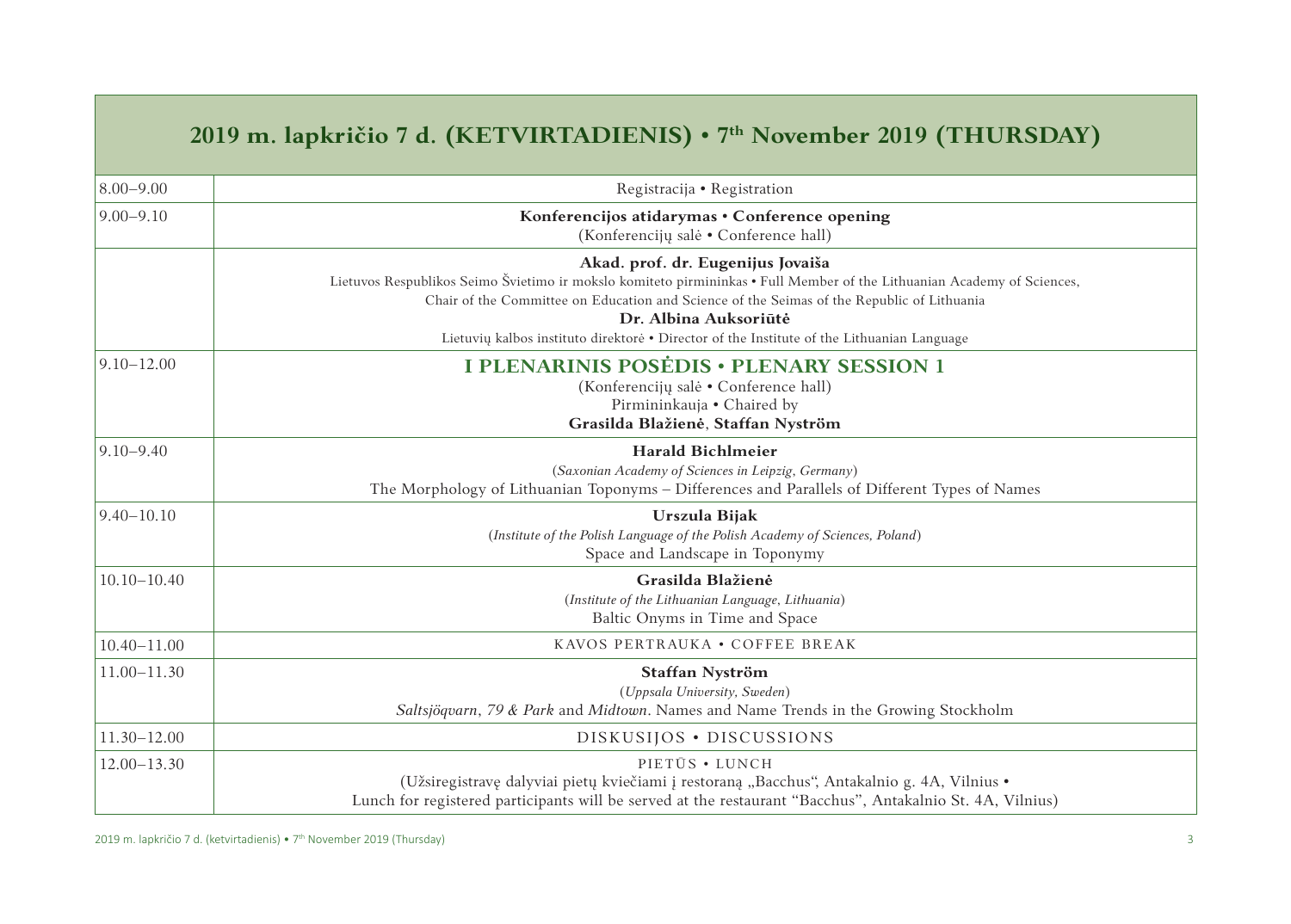| 2019 m. lapkričio 7 d. (KETVIRTADIENIS) • 7th November 2019 (THURSDAY) | |
|---|---|
| 8.00–9.00 | Registracija • Registration |
| 9.00–9.10 | **Konferencijos atidarymas • Conference opening**<br>(Konferencijų salė • Conference hall) |
| | **Akad. prof. dr. Eugenijus Jovaiša**<br>Lietuvos Respublikos Seimo Švietimo ir mokslo komiteto pirmininkas • Full Member of the Lithuanian Academy of Sciences, Chair of the Committee on Education and Science of the Seimas of the Republic of Lithuania<br>**Dr. Albina Auksoriūtė**<br>Lietuvių kalbos instituto direktorė • Director of the Institute of the Lithuanian Language |
| 9.10–12.00 | **I PLENARINIS POSĖDIS • PLENARY SESSION 1**<br>(Konferencijų salė • Conference hall)<br>Pirmininkauja • Chaired by<br>**Grasilda Blažienė**, **Staffan Nyström** |
| 9.10–9.40 | **Harald Bichlmeier**<br>(*Saxonian Academy of Sciences in Leipzig, Germany*)<br>The Morphology of Lithuanian Toponyms – Differences and Parallels of Different Types of Names |
| 9.40–10.10 | **Urszula Bijak**<br>(*Institute of the Polish Language of the Polish Academy of Sciences, Poland*)<br>Space and Landscape in Toponymy |
| 10.10–10.40 | **Grasilda Blažienė**<br>(*Institute of the Lithuanian Language, Lithuania*)<br>Baltic Onyms in Time and Space |
| 10.40–11.00 | KAVOS PERTRAUKA • COFFEE BREAK |
| 11.00–11.30 | **Staffan Nyström**<br>(*Uppsala University, Sweden*)<br>*Saltsjöqvarn*, *79 & Park* and *Midtown*. Names and Name Trends in the Growing Stockholm |
| 11.30–12.00 | DISKUSIJOS • DISCUSSIONS |
| 12.00–13.30 | PIETŪS • LUNCH<br>(Užsiregistravę dalyviai pietų kviečiami į restoraną „Bacchus“, Antakalnio g. 4A, Vilnius • Lunch for registered participants will be served at the restaurant “Bacchus”, Antakalnio St. 4A, Vilnius) |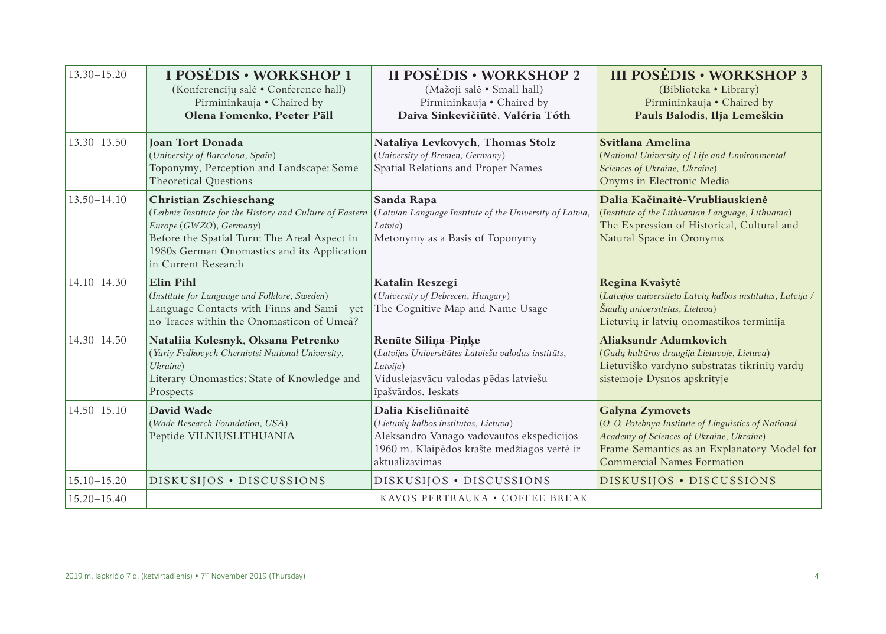| 13.30–15.20 | **I POSĖDIS • WORKSHOP 1**<br>(Konferencijų salė • Conference hall)<br>Pirmininkauja • Chaired by<br>**Olena Fomenko**, **Peeter Päll** | **II POSĖDIS • WORKSHOP 2**<br>(Mažoji salė • Small hall)<br>Pirmininkauja • Chaired by<br>**Daiva Sinkevičiūtė**, **Valéria Tóth** | **III POSĖDIS • WORKSHOP 3**<br>(Biblioteka • Library)<br>Pirmininkauja • Chaired by<br>**Pauls Balodis**, **Ilja Lemeškin** |
|---|---|---|---|
| 13.30–13.50 | **Joan Tort Donada**<br>(*University of Barcelona, Spain*)<br>Toponymy, Perception and Landscape: Some Theoretical Questions | **Nataliya Levkovych**, **Thomas Stolz**<br>(*University of Bremen, Germany*)<br>Spatial Relations and Proper Names | **Svitlana Amelina**<br>(*National University of Life and Environmental Sciences of Ukraine, Ukraine*)<br>Onyms in Electronic Media |
| 13.50–14.10 | **Christian Zschieschang**<br>(*Leibniz Institute for the History and Culture of Eastern Europe (GWZO), Germany*)<br>Before the Spatial Turn: The Areal Aspect in 1980s German Onomastics and its Application in Current Research | **Sanda Rapa**<br>(*Latvian Language Institute of the University of Latvia, Latvia*)<br>Metonymy as a Basis of Toponymy | **Dalia Kačinaitė-Vrubliauskienė**<br>(*Institute of the Lithuanian Language, Lithuania*)<br>The Expression of Historical, Cultural and Natural Space in Oronyms |
| 14.10–14.30 | **Elin Pihl**<br>(*Institute for Language and Folklore, Sweden*)<br>Language Contacts with Finns and Sami – yet no Traces within the Onomasticon of Umeå? | **Katalin Reszegi**<br>(*University of Debrecen, Hungary*)<br>The Cognitive Map and Name Usage | **Regina Kvašytė**<br>(*Latvijos universiteto Latvių kalbos institutas, Latvija / Šiaulių universitetas, Lietuva*)<br>Lietuvių ir latvių onomastikos terminija |
| 14.30–14.50 | **Nataliia Kolesnyk**, **Oksana Petrenko**<br>(*Yuriy Fedkovych Chernivtsi National University, Ukraine*)<br>Literary Onomastics: State of Knowledge and Prospects | **Renāte Siliņa-Piņķe**<br>(*Latvijas Universitātes Latviešu valodas institūts, Latvija*)<br>Viduslejasvācu valodas pēdas latviešu īpašvārdos. Ieskats | **Aliaksandr Adamkovich**<br>(*Gudų kultūros draugija Lietuvoje, Lietuva*)<br>Lietuviško vardyno substratas tikrinių vardų sistemoje Dysnos apskrityje |
| 14.50–15.10 | **David Wade**<br>(*Wade Research Foundation, USA*)<br>Peptide VILNIUSLITHUANIA | **Dalia Kiseliūnaitė**<br>(*Lietuvių kalbos institutas, Lietuva*)<br>Aleksandro Vanago vadovautos ekspedicijos 1960 m. Klaipėdos krašte medžiagos vertė ir aktualizavimas | **Galyna Zymovets**<br>(*O. O. Potebnya Institute of Linguistics of National Academy of Sciences of Ukraine, Ukraine*)<br>Frame Semantics as an Explanatory Model for Commercial Names Formation |
| 15.10–15.20 | DISKUSIJOS • DISCUSSIONS | DISKUSIJOS • DISCUSSIONS | DISKUSIJOS • DISCUSSIONS |
| 15.20–15.40 | KAVOS PERTRAUKA • COFFEE BREAK | | |

2019 m. lapkričio 7 d. (ketvirtadienis) • 7th November 2019 (Thursday)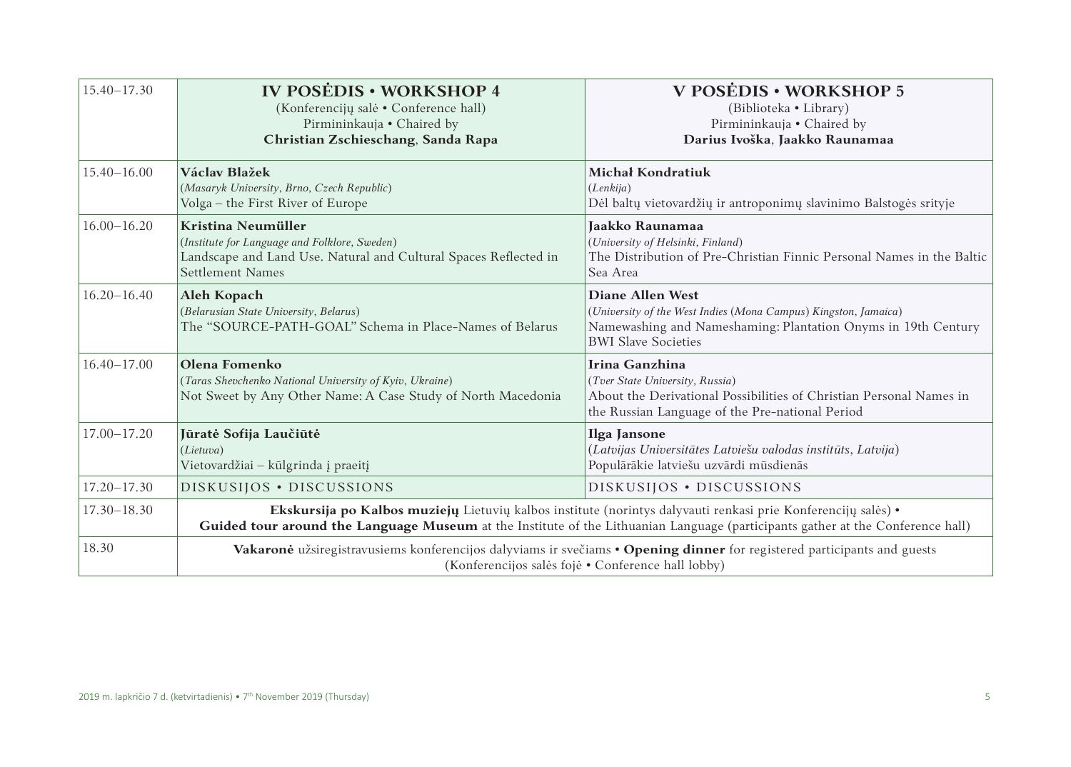| 15.40–17.30 | **IV POSĖDIS • WORKSHOP 4**<br>(Konferencijų salė • Conference hall)<br>Pirmininkauja • Chaired by<br>**Christian Zschieschang, Sanda Rapa** | **V POSĖDIS • WORKSHOP 5**<br>(Biblioteka • Library)<br>Pirmininkauja • Chaired by<br>**Darius Ivoška, Jaakko Raunamaa** |
|---|---|---|
| 15.40–16.00 | **Václav Blažek**<br>(*Masaryk University, Brno, Czech Republic*)<br>Volga – the First River of Europe | **Michał Kondratiuk**<br>(*Lenkija*)<br>Dėl baltų vietovardžių ir antroponimų slavinimo Balstogės srityje |
| 16.00–16.20 | **Kristina Neumüller**<br>(*Institute for Language and Folklore, Sweden*)<br>Landscape and Land Use. Natural and Cultural Spaces Reflected in Settlement Names | **Jaakko Raunamaa**<br>(*University of Helsinki, Finland*)<br>The Distribution of Pre-Christian Finnic Personal Names in the Baltic Sea Area |
| 16.20–16.40 | **Aleh Kopach**<br>(*Belarusian State University, Belarus*)<br>The "SOURCE-PATH-GOAL" Schema in Place-Names of Belarus | **Diane Allen West**<br>(*University of the West Indies (Mona Campus) Kingston, Jamaica*)<br>Namewashing and Nameshaming: Plantation Onyms in 19th Century BWI Slave Societies |
| 16.40–17.00 | **Olena Fomenko**<br>(*Taras Shevchenko National University of Kyiv, Ukraine*)<br>Not Sweet by Any Other Name: A Case Study of North Macedonia | **Irina Ganzhina**<br>(*Tver State University, Russia*)<br>About the Derivational Possibilities of Christian Personal Names in the Russian Language of the Pre-national Period |
| 17.00–17.20 | **Jūratė Sofija Laučiūtė**<br>(*Lietuva*)<br>Vietovardžiai – kūlgrinda į praeitį | **Ilga Jansone**<br>(*Latvijas Universitātes Latviešu valodas institūts, Latvija*)<br>Populārākie latviešu uzvārdi mūsdienās |
| 17.20–17.30 | DISKUSIJOS • DISCUSSIONS | DISKUSIJOS • DISCUSSIONS |
| 17.30–18.30 | **Ekskursija po Kalbos muziejų** Lietuvių kalbos institute (norintys dalyvauti renkasi prie Konferencijų salės) • **Guided tour around the Language Museum** at the Institute of the Lithuanian Language (participants gather at the Conference hall) | |
| 18.30 | **Vakaronė** užsiregistravusiems konferencijos dalyviams ir svečiams • **Opening dinner** for registered participants and guests (Konferencijos salės fojė • Conference hall lobby) | |

2019 m. lapkričio 7 d. (ketvirtadienis) • 7th November 2019 (Thursday)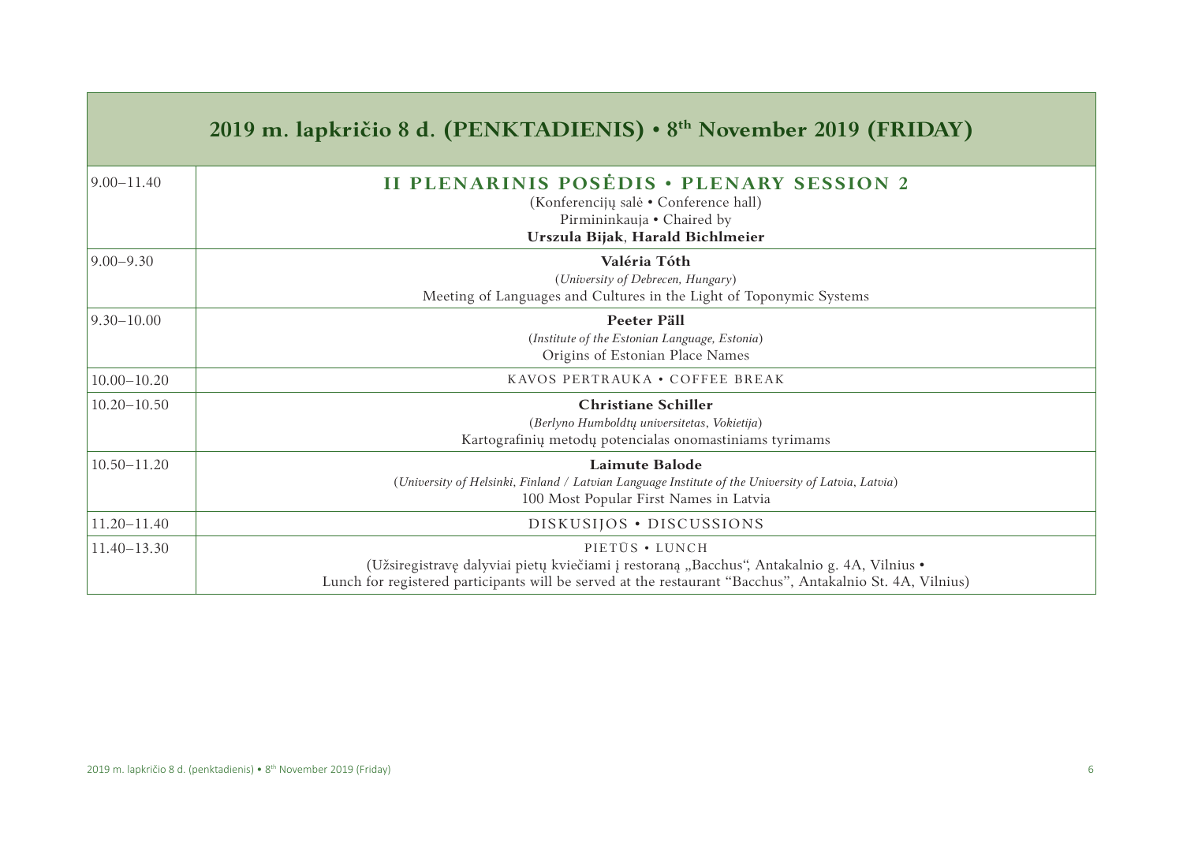| 2019 m. lapkričio 8 d. (PENKTADIENIS) • 8th November 2019 (FRIDAY) | |
|---|---|
| 9.00–11.40 | **II PLENARINIS POSĖDIS • PLENARY SESSION 2**<br>(Konferencijų salė • Conference hall)<br>Pirmininkauja • Chaired by<br>**Urszula Bijak**, **Harald Bichlmeier** |
| 9.00–9.30 | **Valéria Tóth**<br>(*University of Debrecen, Hungary*)<br>Meeting of Languages and Cultures in the Light of Toponymic Systems |
| 9.30–10.00 | **Peeter Päll**<br>(*Institute of the Estonian Language, Estonia*)<br>Origins of Estonian Place Names |
| 10.00–10.20 | KAVOS PERTRAUKA • COFFEE BREAK |
| 10.20–10.50 | **Christiane Schiller**<br>(*Berlyno Humboldtų universitetas, Vokietija*)<br>Kartografinių metodų potencialas onomastiniams tyrimams |
| 10.50–11.20 | **Laimute Balode**<br>(*University of Helsinki, Finland / Latvian Language Institute of the University of Latvia, Latvia*)<br>100 Most Popular First Names in Latvia |
| 11.20–11.40 | DISKUSIJOS • DISCUSSIONS |
| 11.40–13.30 | PIETŪS • LUNCH<br>(Užsiregistravę dalyviai pietų kviečiami į restoraną „Bacchus", Antakalnio g. 4A, Vilnius •<br>Lunch for registered participants will be served at the restaurant "Bacchus", Antakalnio St. 4A, Vilnius) |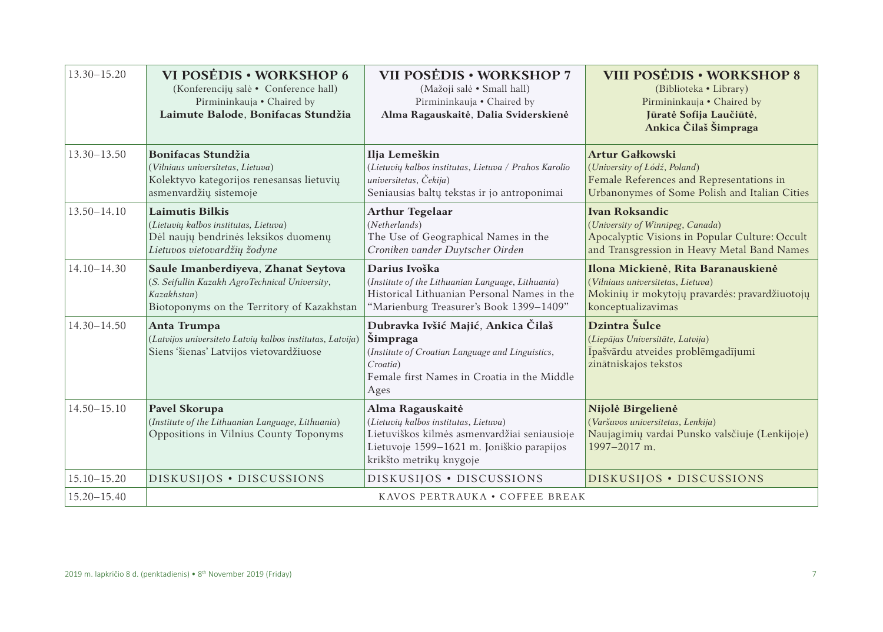| 13.30–15.20 | **VI POSĖDIS • WORKSHOP 6** (Konferencijų salė • Conference hall) Pirmininkauja • Chaired by **Laimute Balode, Bonifacas Stundžia** | **VII POSĖDIS • WORKSHOP 7** (Mažoji salė • Small hall) Pirmininkauja • Chaired by **Alma Ragauskaitė, Dalia Sviderskienė** | **VIII POSĖDIS • WORKSHOP 8** (Biblioteka • Library) Pirmininkauja • Chaired by **Jūratė Sofija Laučiūtė, Ankica Čilaš Šimpraga** |
|---|---|---|---|
| 13.30–13.50 | **Bonifacas Stundžia** (*Vilniaus universitetas, Lietuva*) Kolektyvo kategorijos renesansas lietuvių asmenvardžių sistemoje | **Ilja Lemeškin** (*Lietuvių kalbos institutas, Lietuva / Prahos Karolio universitetas, Čekija*) Seniausias baltų tekstas ir jo antroponimai | **Artur Gałkowski** (*University of Łódź, Poland*) Female References and Representations in Urbanonymes of Some Polish and Italian Cities |
| 13.50–14.10 | **Laimutis Bilkis** (*Lietuvių kalbos institutas, Lietuva*) Dėl naujų bendrinės leksikos duomenų *Lietuvos vietovardžių žodyne* | **Arthur Tegelaar** (*Netherlands*) The Use of Geographical Names in the *Croniken vander Duytscher Oirden* | **Ivan Roksandic** (*University of Winnipeg, Canada*) Apocalyptic Visions in Popular Culture: Occult and Transgression in Heavy Metal Band Names |
| 14.10–14.30 | **Saule Imanberdiyeva, Zhanat Seytova** (*S. Seifullin Kazakh AgroTechnical University, Kazakhstan*) Biotoponyms on the Territory of Kazakhstan | **Darius Ivoška** (*Institute of the Lithuanian Language, Lithuania*) Historical Lithuanian Personal Names in the "Marienburg Treasurer's Book 1399–1409" | **Ilona Mickienė, Rita Baranauskienė** (*Vilniaus universitetas, Lietuva*) Mokinių ir mokytojų pravardės: pravardžiuotojų konceptualizavimas |
| 14.30–14.50 | **Anta Trumpa** (*Latvijos universiteto Latvių kalbos institutas, Latvija*) Siens 'šienas' Latvijos vietovardžiuose | **Dubravka Ivšić Majić, Ankica Čilaš Šimpraga** (*Institute of Croatian Language and Linguistics, Croatia*) Female first Names in Croatia in the Middle Ages | **Dzintra Šulce** (*Liepājas Universitāte, Latvija*) Īpašvārdu atveides problēmgadījumi zinātniskajos tekstos |
| 14.50–15.10 | **Pavel Skorupa** (*Institute of the Lithuanian Language, Lithuania*) Oppositions in Vilnius County Toponyms | **Alma Ragauskaitė** (*Lietuvių kalbos institutas, Lietuva*) Lietuviškos kilmės asmenvardžiai seniausioje Lietuvoje 1599–1621 m. Joniškio parapijos krikšto metrikų knygoje | **Nijolė Birgelienė** (*Varšuvos universitetas, Lenkija*) Naujagimių vardai Punsko valsčiuje (Lenkijoje) 1997–2017 m. |
| 15.10–15.20 | DISKUSIJOS • DISCUSSIONS | DISKUSIJOS • DISCUSSIONS | DISKUSIJOS • DISCUSSIONS |
| 15.20–15.40 | KAVOS PERTRAUKA • COFFEE BREAK | | |

2019 m. lapkričio 8 d. (penktadienis) • 8th November 2019 (Friday)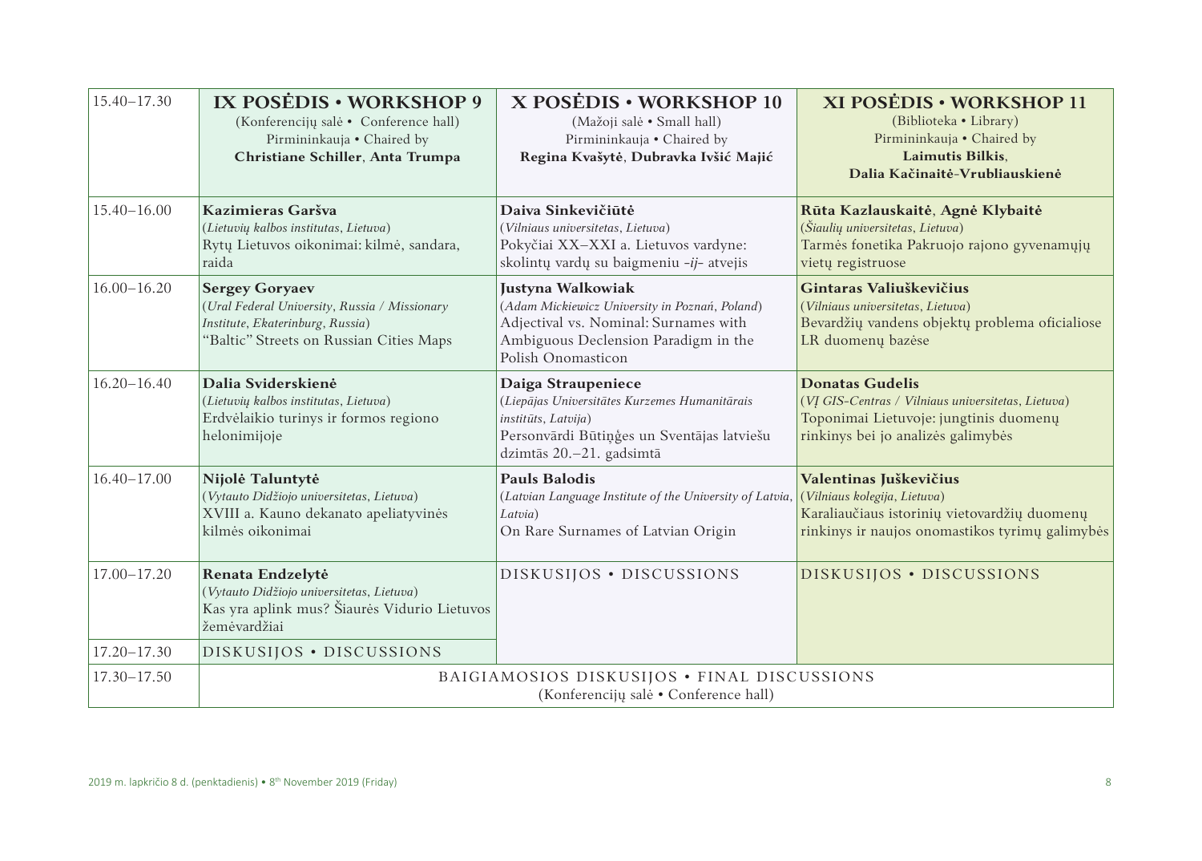| 15.40–17.30 | **IX POSĖDIS • WORKSHOP 9** (Konferencijų salė • Conference hall) Pirmininkauja • Chaired by **Christiane Schiller**, **Anta Trumpa** | **X POSĖDIS • WORKSHOP 10** (Mažoji salė • Small hall) Pirmininkauja • Chaired by **Regina Kvašytė**, **Dubravka Ivšić Majić** | **XI POSĖDIS • WORKSHOP 11** (Biblioteka • Library) Pirmininkauja • Chaired by **Laimutis Bilkis**, **Dalia Kačinaitė-Vrubliauskienė** |
|---|---|---|---|
| 15.40–16.00 | **Kazimieras Garšva** (*Lietuvių kalbos institutas, Lietuva*) Rytų Lietuvos oikonimai: kilmė, sandara, raida | **Daiva Sinkevičiūtė** (*Vilniaus universitetas, Lietuva*) Pokyčiai XX–XXI a. Lietuvos vardyne: skolintų vardų su baigmeniu *-ij-* atvejis | **Rūta Kazlauskaitė**, **Agnė Klybaitė** (*Šiaulių universitetas, Lietuva*) Tarmės fonetika Pakruojo rajono gyvenamųjų vietų registruose |
| 16.00–16.20 | **Sergey Goryaev** (*Ural Federal University, Russia / Missionary Institute, Ekaterinburg, Russia*) "Baltic" Streets on Russian Cities Maps | **Justyna Walkowiak** (*Adam Mickiewicz University in Poznań, Poland*) Adjectival vs. Nominal: Surnames with Ambiguous Declension Paradigm in the Polish Onomasticon | **Gintaras Valiuškevičius** (*Vilniaus universitetas, Lietuva*) Bevardžių vandens objektų problema oficialiose LR duomenų bazėse |
| 16.20–16.40 | **Dalia Sviderskienė** (*Lietuvių kalbos institutas, Lietuva*) Erdvėlaikio turinys ir formos regiono helonimijoje | **Daiga Straupeniece** (*Liepājas Universitātes Kurzemes Humanitārais institūts, Latvija*) Personvārdi Būtiņģes un Sventājas latviešu dzimtās 20.–21. gadsimtā | **Donatas Gudelis** (*VĮ GIS-Centras / Vilniaus universitetas, Lietuva*) Toponimai Lietuvoje: jungtinis duomenų rinkinys bei jo analizės galimybės |
| 16.40–17.00 | **Nijolė Taluntytė** (*Vytauto Didžiojo universitetas, Lietuva*) XVIII a. Kauno dekanato apeliatyvinės kilmės oikonimai | **Pauls Balodis** (*Latvian Language Institute of the University of Latvia, Latvia*) On Rare Surnames of Latvian Origin | **Valentinas Juškevičius** (*Vilniaus kolegija, Lietuva*) Karaliaučiaus istorinių vietovardžių duomenų rinkinys ir naujos onomastikos tyrimų galimybės |
| 17.00–17.20 | **Renata Endzelytė** (*Vytauto Didžiojo universitetas, Lietuva*) Kas yra aplink mus? Šiaurės Vidurio Lietuvos žemėvardžiai | DISKUSIJOS • DISCUSSIONS | DISKUSIJOS • DISCUSSIONS |
| 17.20–17.30 | DISKUSIJOS • DISCUSSIONS | | |
| 17.30–17.50 | BAIGIAMOSIOS DISKUSIJOS • FINAL DISCUSSIONS (Konferencijų salė • Conference hall) | | |

2019 m. lapkričio 8 d. (penktadienis) • 8th November 2019 (Friday)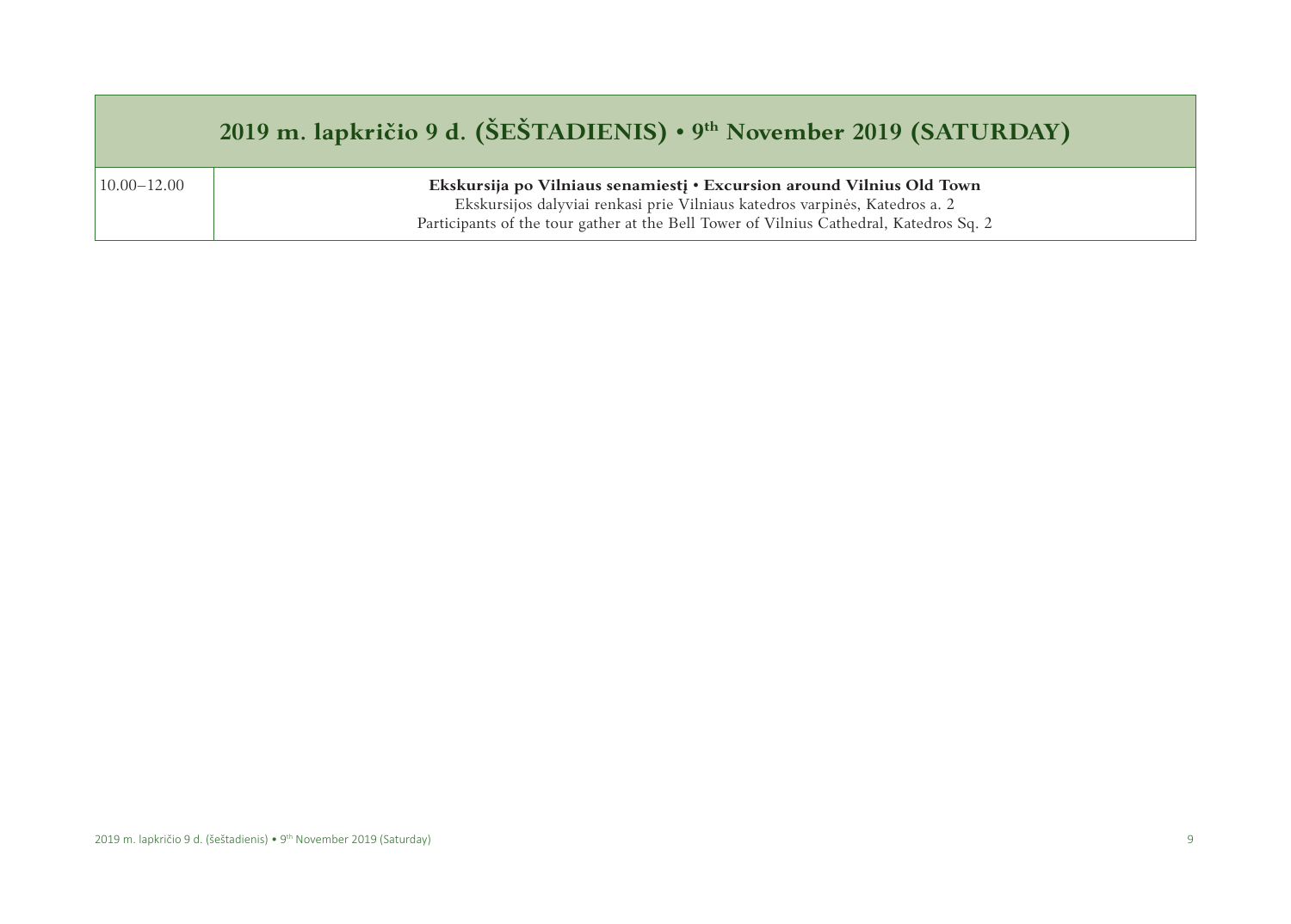| 2019 m. lapkričio 9 d. (ŠEŠTADIENIS) • 9th November 2019 (SATURDAY) | |
|---|---|
| 10.00–12.00 | **Ekskursija po Vilniaus senamiestį • Excursion around Vilnius Old Town**<br>Ekskursijos dalyviai renkasi prie Vilniaus katedros varpinės, Katedros a. 2<br>Participants of the tour gather at the Bell Tower of Vilnius Cathedral, Katedros Sq. 2 |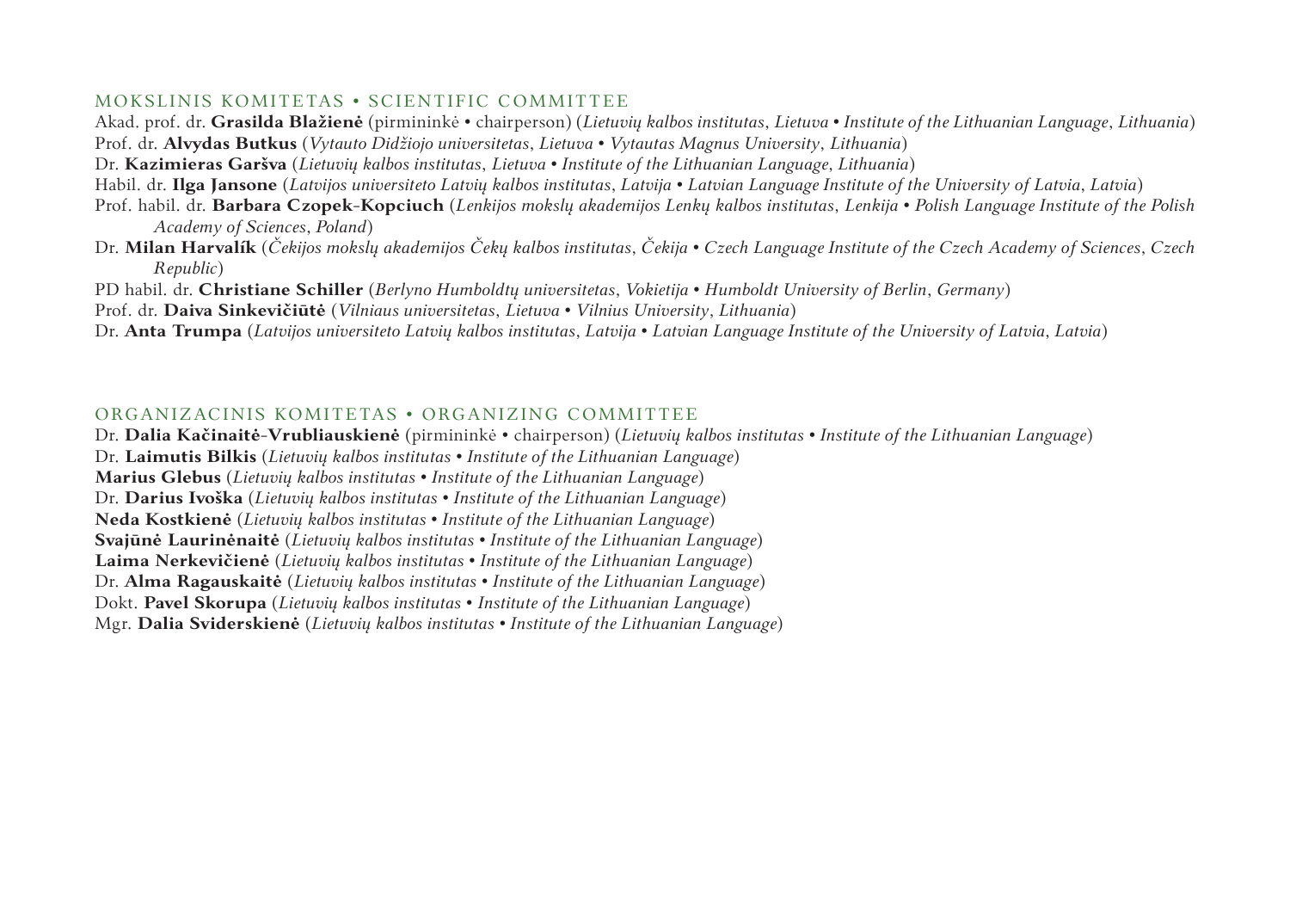## MOKSLINIS KOMITETAS • SCIENTIFIC COMMITTEE

Akad. prof. dr. **Grasilda Blažienė** (pirmininkė • chairperson) (*Lietuvių kalbos institutas*, *Lietuva • Institute of the Lithuanian Language*, *Lithuania*)
Prof. dr. **Alvydas Butkus** (*Vytauto Didžiojo universitetas*, *Lietuva • Vytautas Magnus University*, *Lithuania*)
Dr. **Kazimieras Garšva** (*Lietuvių kalbos institutas*, *Lietuva • Institute of the Lithuanian Language*, *Lithuania*)
Habil. dr. **Ilga Jansone** (*Latvijos universiteto Latvių kalbos institutas*, *Latvija • Latvian Language Institute of the University of Latvia*, *Latvia*)
Prof. habil. dr. **Barbara Czopek-Kopciuch** (*Lenkijos mokslų akademijos Lenkų kalbos institutas*, *Lenkija • Polish Language Institute of the Polish Academy of Sciences*, *Poland*)
Dr. **Milan Harvalík** (*Čekijos mokslų akademijos Čekų kalbos institutas*, *Čekija • Czech Language Institute of the Czech Academy of Sciences*, *Czech Republic*)
PD habil. dr. **Christiane Schiller** (*Berlyno Humboldtų universitetas*, *Vokietija • Humboldt University of Berlin*, *Germany*)
Prof. dr. **Daiva Sinkevičiūtė** (*Vilniaus universitetas*, *Lietuva • Vilnius University*, *Lithuania*)
Dr. **Anta Trumpa** (*Latvijos universiteto Latvių kalbos institutas*, *Latvija • Latvian Language Institute of the University of Latvia*, *Latvia*)

## ORGANIZACINIS KOMITETAS • ORGANIZING COMMITTEE

Dr. **Dalia Kačinaitė-Vrubliauskienė** (pirmininkė • chairperson) (*Lietuvių kalbos institutas • Institute of the Lithuanian Language*)
Dr. **Laimutis Bilkis** (*Lietuvių kalbos institutas • Institute of the Lithuanian Language*)
**Marius Glebus** (*Lietuvių kalbos institutas • Institute of the Lithuanian Language*)
Dr. **Darius Ivoška** (*Lietuvių kalbos institutas • Institute of the Lithuanian Language*)
**Neda Kostkienė** (*Lietuvių kalbos institutas • Institute of the Lithuanian Language*)
**Svajūnė Laurinėnaitė** (*Lietuvių kalbos institutas • Institute of the Lithuanian Language*)
**Laima Nerkevičienė** (*Lietuvių kalbos institutas • Institute of the Lithuanian Language*)
Dr. **Alma Ragauskaitė** (*Lietuvių kalbos institutas • Institute of the Lithuanian Language*)
Dokt. **Pavel Skorupa** (*Lietuvių kalbos institutas • Institute of the Lithuanian Language*)
Mgr. **Dalia Sviderskienė** (*Lietuvių kalbos institutas • Institute of the Lithuanian Language*)